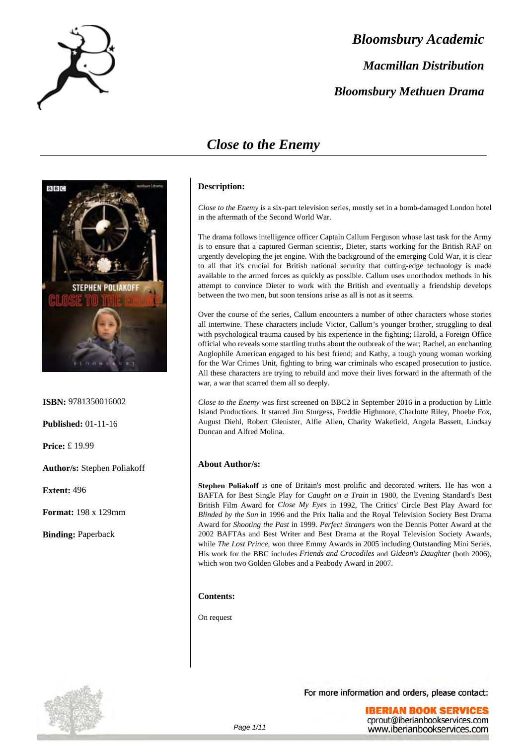**Bloomsbury Academic**

**Macmillan Distribution**

**Bloomsbury Methuen Drama**

# Close to the Enemy

**ISBN:** 9781350016002

**Published:** 01-11-16

**Price:** £ 19.99

**Author/s:** Stephen Poliakoff

**Extent:** 496

**Format:** 198 x 129mm

**Binding:** Paperback

### Description:

*Close to the Enemy* is a six-part television series, mostly set in a bomb-damaged London hotel in the aftermath of the Second World War.

The drama follows intelligence officer Captain Callum Ferguson whose last task for the Army is to ensure that a captured German scientist, Dieter, starts working for the British RAF on urgently developing the jet engine. With the background of the emerging Cold War, it is clear to all that it's crucial for British national security that cutting-edge technology is made available to the armed forces as quickly as possible. Callum uses unorthodox methods in his attempt to convince Dieter to work with the British and eventually a friendship develops between the two men, but soon tensions arise as all is not as it seems.

Over the course of the series, Callum encounters a number of other characters whose stories all intertwine. These characters include Victor, Callum's younger brother, struggling to deal with psychological trauma caused by his experience in the fighting; Harold, a Foreign Office official who reveals some startling truths about the outbreak of the war; Rachel, an enchanting Anglophile American engaged to his best friend; and Kathy, a tough young woman working for the War Crimes Unit, fighting to bring war criminals who escaped prosecution to justice. All these characters are trying to rebuild and move their lives forward in the aftermath of the war, a war that scarred them all so deeply.

*Close to the Enemy* was first screened on BBC2 in September 2016 in a production by Little Island Productions. It starred Jim Sturgess, Freddie Highmore, Charlotte Riley, Phoebe Fox, August Diehl, Robert Glenister, Alfie Allen, Charity Wakefield, Angela Bassett, Lindsay Duncan and Alfred Molina.

### About Author/s:

**Stephen Poliakoff** is one of Britain's most prolific and decorated writers. He has won a BAFTA for Best Single Play for *Caught on a Train* in 1980, the Evening Standard's Best British Film Award for *Close My Eyes* in 1992, The Critics' Circle Best Play Award for *Blinded by the Sun* in 1996 and the Prix Italia and the Royal Television Society Best Drama Award for *Shooting the Past* in 1999. *Perfect Strangers* won the Dennis Potter Award at the 2002 BAFTAs and Best Writer and Best Drama at the Royal Television Society Awards, while *The Lost Prince*, won three Emmy Awards in 2005 including Outstanding Mini Series. His work for the BBC includes *Friends and Crocodiles* and *Gideon's Daughter* (both 2006), which won two Golden Globes and a Peabody Award in 2007.

### Contents:

On request

For more information and orders, please contact:

**IBERIAN BOOK SERVICES**
cprout@iberianbookservices.com
www.iberianbookservices.com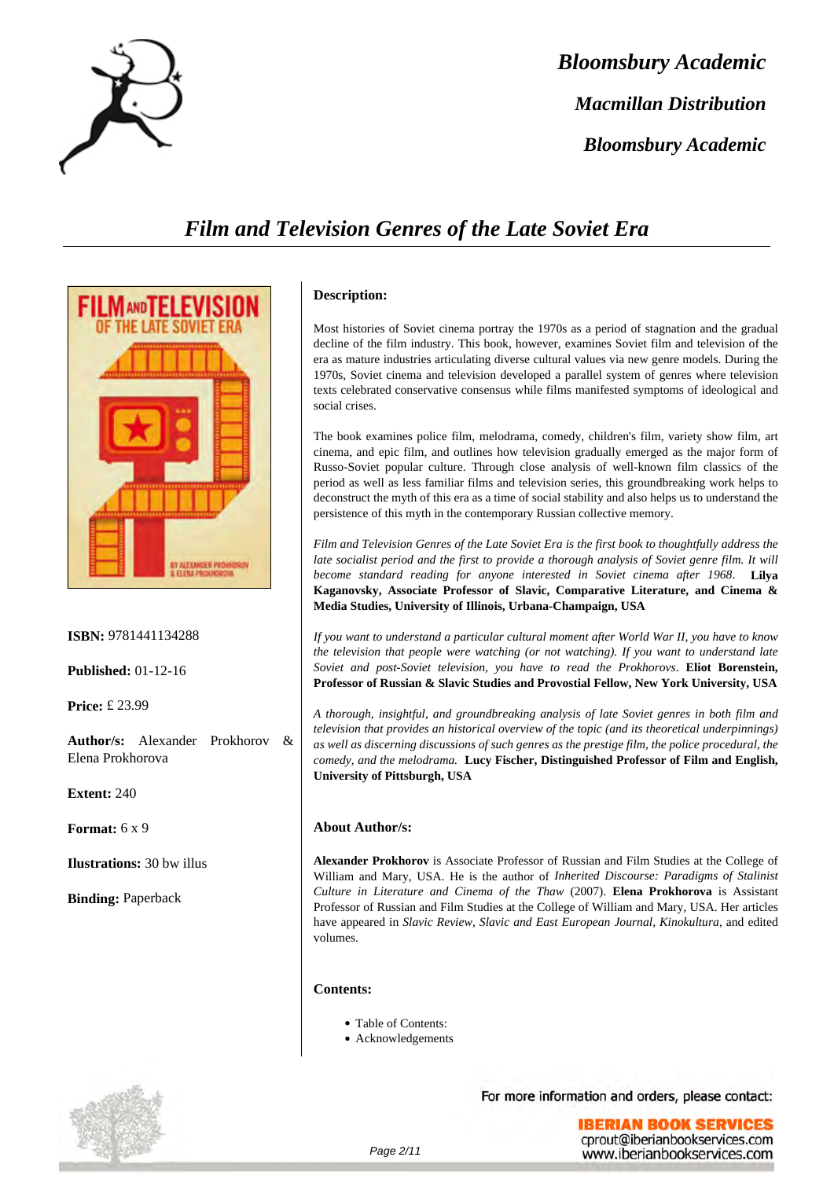# Film and Television Genres of the Late Soviet Era

**ISBN:** 9781441134288

**Published:** 01-12-16

**Price:** £ 23.99

**Author/s:** Alexander Prokhorov & Elena Prokhorova

**Extent:** 240

**Format:** 6 x 9

**Ilustrations:** 30 bw illus

**Binding:** Paperback

### Description:

Most histories of Soviet cinema portray the 1970s as a period of stagnation and the gradual decline of the film industry. This book, however, examines Soviet film and television of the era as mature industries articulating diverse cultural values via new genre models. During the 1970s, Soviet cinema and television developed a parallel system of genres where television texts celebrated conservative consensus while films manifested symptoms of ideological and social crises.

The book examines police film, melodrama, comedy, children's film, variety show film, art cinema, and epic film, and outlines how television gradually emerged as the major form of Russo-Soviet popular culture. Through close analysis of well-known film classics of the period as well as less familiar films and television series, this groundbreaking work helps to deconstruct the myth of this era as a time of social stability and also helps us to understand the persistence of this myth in the contemporary Russian collective memory.

*Film and Television Genres of the Late Soviet Era is the first book to thoughtfully address the late socialist period and the first to provide a thorough analysis of Soviet genre film. It will become standard reading for anyone interested in Soviet cinema after 1968.* **Lilya Kaganovsky, Associate Professor of Slavic, Comparative Literature, and Cinema & Media Studies, University of Illinois, Urbana-Champaign, USA**

*If you want to understand a particular cultural moment after World War II, you have to know the television that people were watching (or not watching). If you want to understand late Soviet and post-Soviet television, you need to read the Prokhorovs.* **Eliot Borenstein, Professor of Russian & Slavic Studies and Provostial Fellow, New York University, USA**

*A thorough, insightful, and groundbreaking analysis of late Soviet genres in both film and television that provides an historical overview of the topic (and its theoretical underpinnings) as well as discerning discussions of such genres as the prestige film, the police procedural, the comedy, and the melodrama.* **Lucy Fischer, Distinguished Professor of Film and English, University of Pittsburgh, USA**

### About Author/s:

**Alexander Prokhorov** is Associate Professor of Russian and Film Studies at the College of William and Mary, USA. He is the author of *Inherited Discourse: Paradigms of Stalinist Culture in Literature and Cinema of the Thaw* (2007). **Elena Prokhorova** is Assistant Professor of Russian and Film Studies at the College of William and Mary, USA. Her articles have appeared in *Slavic Review*, *Slavic and East European Journal*, *Kinokultura*, and edited volumes.

### Contents:

- Table of Contents:
- Acknowledgements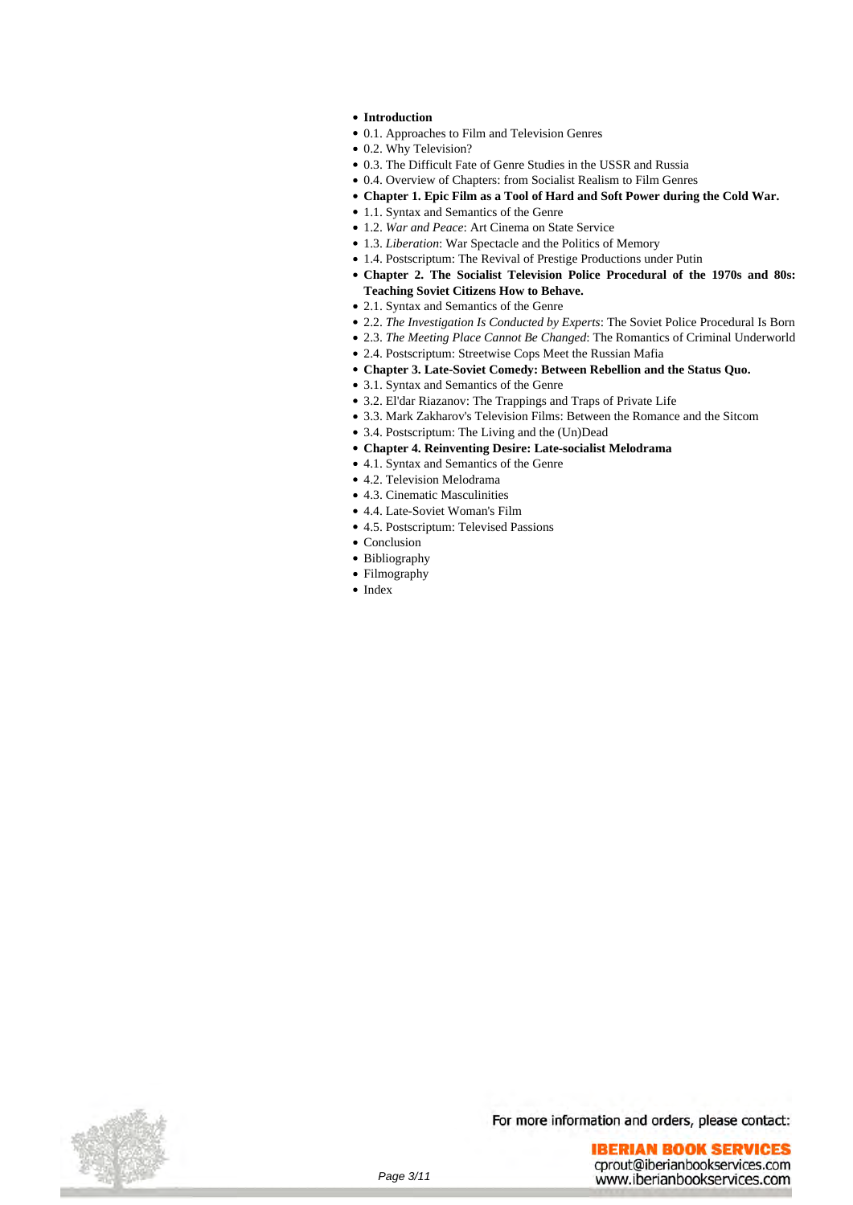- **Introduction**
- 0.1. Approaches to Film and Television Genres
- 0.2. Why Television?
- 0.3. The Difficult Fate of Genre Studies in the USSR and Russia
- 0.4. Overview of Chapters: from Socialist Realism to Film Genres
- **Chapter 1. Epic Film as a Tool of Hard and Soft Power during the Cold War.**
- 1.1. Syntax and Semantics of the Genre
- 1.2. *War and Peace*: Art Cinema on State Service
- 1.3. *Liberation*: War Spectacle and the Politics of Memory
- 1.4. Postscriptum: The Revival of Prestige Productions under Putin
- **Chapter 2. The Socialist Television Police Procedural of the 1970s and 80s: Teaching Soviet Citizens How to Behave.**
- 2.1. Syntax and Semantics of the Genre
- 2.2. *The Investigation Is Conducted by Experts*: The Soviet Police Procedural Is Born
- 2.3. *The Meeting Place Cannot Be Changed*: The Romantics of Criminal Underworld
- 2.4. Postscriptum: Streetwise Cops Meet the Russian Mafia
- **Chapter 3. Late-Soviet Comedy: Between Rebellion and the Status Quo.**
- 3.1. Syntax and Semantics of the Genre
- 3.2. El'dar Riazanov: The Trappings and Traps of Private Life
- 3.3. Mark Zakharov's Television Films: Between the Romance and the Sitcom
- 3.4. Postscriptum: The Living and the (Un)Dead
- **Chapter 4. Reinventing Desire: Late-socialist Melodrama**
- 4.1. Syntax and Semantics of the Genre
- 4.2. Television Melodrama
- 4.3. Cinematic Masculinities
- 4.4. Late-Soviet Woman's Film
- 4.5. Postscriptum: Televised Passions
- Conclusion
- Bibliography
- Filmography
- Index

For more information and orders, please contact:

**IBERIAN BOOK SERVICES**
cprout@iberianbookservices.com
www.iberianbookservices.com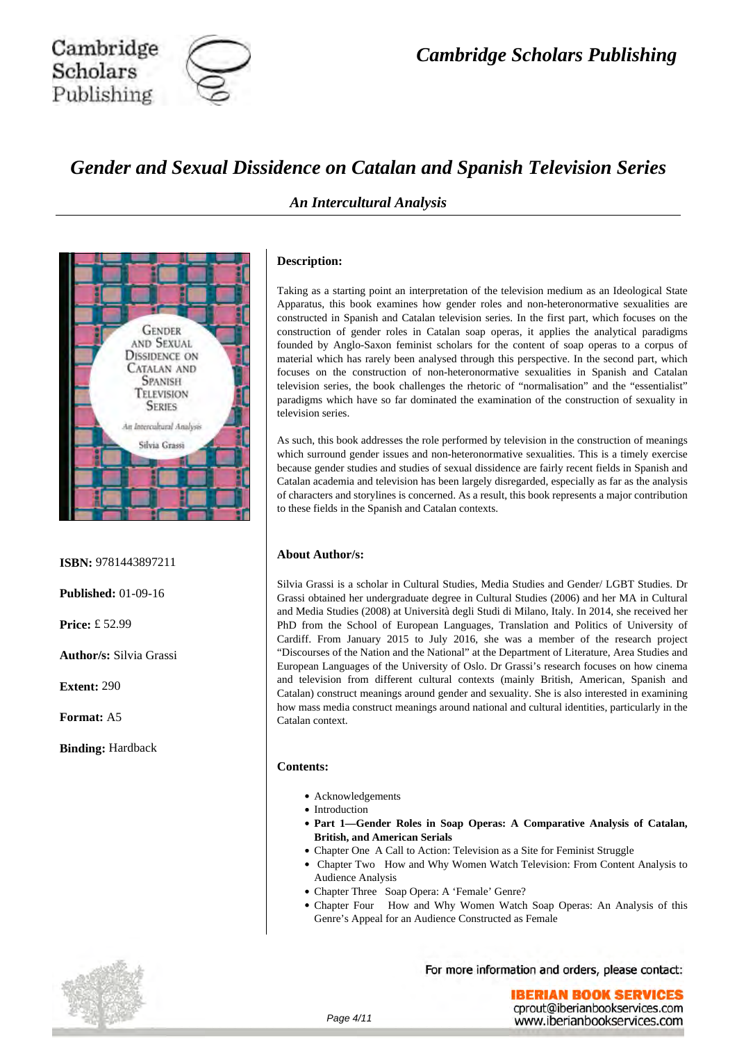# Gender and Sexual Dissidence on Catalan and Spanish Television Series

## *An Intercultural Analysis*

**ISBN:** 9781443897211

**Published:** 01-09-16

**Price:** £ 52.99

**Author/s:** Silvia Grassi

**Extent:** 290

**Format:** A5

**Binding:** Hardback

### Description:

Taking as a starting point an interpretation of the television medium as an Ideological State Apparatus, this book examines how gender roles and non-heteronormative sexualities are constructed in Spanish and Catalan television series. In the first part, which focuses on the construction of gender roles in Catalan soap operas, it applies the analytical paradigms founded by Anglo-Saxon feminist scholars for the content of soap operas to a corpus of material which has rarely been analysed through this perspective. In the second part, which focuses on the construction of non-heteronormative sexualities in Spanish and Catalan television series, the book challenges the rhetoric of "normalisation" and the "essentialist" paradigms which have so far dominated the examination of the construction of sexuality in television series.

As such, this book addresses the role performed by television in the construction of meanings which surround gender issues and non-heteronormative sexualities. This is a timely exercise because gender studies and studies of sexual dissidence are fairly recent fields in Spanish and Catalan academia and television has been largely disregarded, especially as far as the analysis of characters and storylines is concerned. As a result, this book represents a major contribution to these fields in the Spanish and Catalan contexts.

### About Author/s:

Silvia Grassi is a scholar in Cultural Studies, Media Studies and Gender/ LGBT Studies. Dr Grassi obtained her undergraduate degree in Cultural Studies (2006) and her MA in Cultural and Media Studies (2008) at Università degli Studi di Milano, Italy. In 2014, she received her PhD from the School of European Languages, Translation and Politics of University of Cardiff. From January 2015 to July 2016, she was a member of the research project "Discourses of the Nation and the National" at the Department of Literature, Area Studies and European Languages of the University of Oslo. Dr Grassi's research focuses on how cinema and television from different cultural contexts (mainly British, American, Spanish and Catalan) construct meanings around gender and sexuality. She is also interested in examining how mass media construct meanings around national and cultural identities, particularly in the Catalan context.

### Contents:

- Acknowledgements
- Introduction
- **Part 1—Gender Roles in Soap Operas: A Comparative Analysis of Catalan, British, and American Serials**
- Chapter One A Call to Action: Television as a Site for Feminist Struggle
- Chapter Two How and Why Women Watch Television: From Content Analysis to Audience Analysis
- Chapter Three Soap Opera: A 'Female' Genre?
- Chapter Four How and Why Women Watch Soap Operas: An Analysis of this Genre's Appeal for an Audience Constructed as Female

For more information and orders, please contact:

IBERIAN BOOK SERVICES
cprout@iberianbookservices.com
www.iberianbookservices.com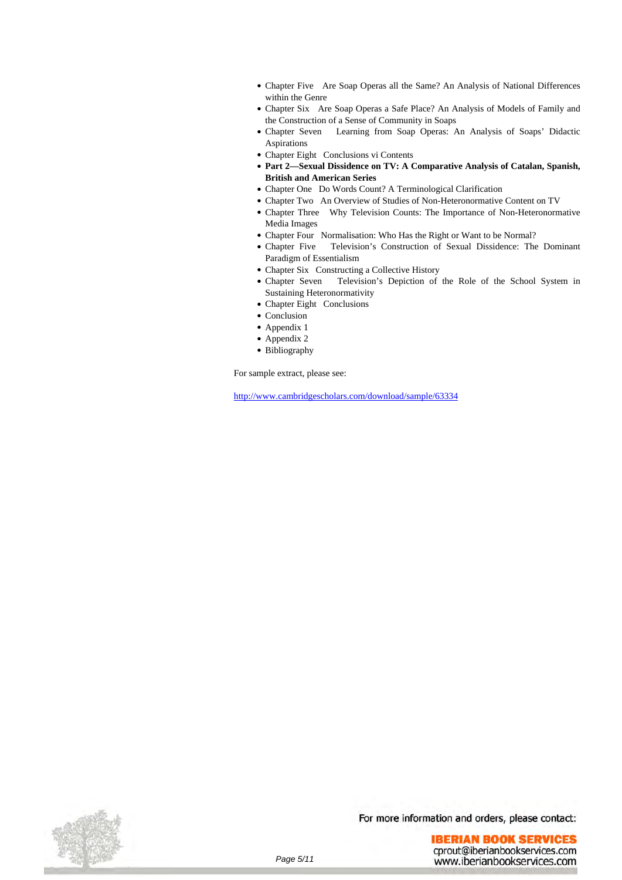- Chapter Five Are Soap Operas all the Same? An Analysis of National Differences within the Genre
- Chapter Six Are Soap Operas a Safe Place? An Analysis of Models of Family and the Construction of a Sense of Community in Soaps
- Chapter Seven Learning from Soap Operas: An Analysis of Soaps' Didactic Aspirations
- Chapter Eight Conclusions vi Contents
- **Part 2—Sexual Dissidence on TV: A Comparative Analysis of Catalan, Spanish, British and American Series**
- Chapter One Do Words Count? A Terminological Clarification
- Chapter Two An Overview of Studies of Non-Heteronormative Content on TV
- Chapter Three Why Television Counts: The Importance of Non-Heteronormative Media Images
- Chapter Four Normalisation: Who Has the Right or Want to be Normal?
- Chapter Five Television's Construction of Sexual Dissidence: The Dominant Paradigm of Essentialism
- Chapter Six Constructing a Collective History
- Chapter Seven Television's Depiction of the Role of the School System in Sustaining Heteronormativity
- Chapter Eight Conclusions
- Conclusion
- Appendix 1
- Appendix 2
- Bibliography

For sample extract, please see:

http://www.cambridgescholars.com/download/sample/63334

For more information and orders, please contact:

IBERIAN BOOK SERVICES
cprout@iberianbookservices.com
www.iberianbookservices.com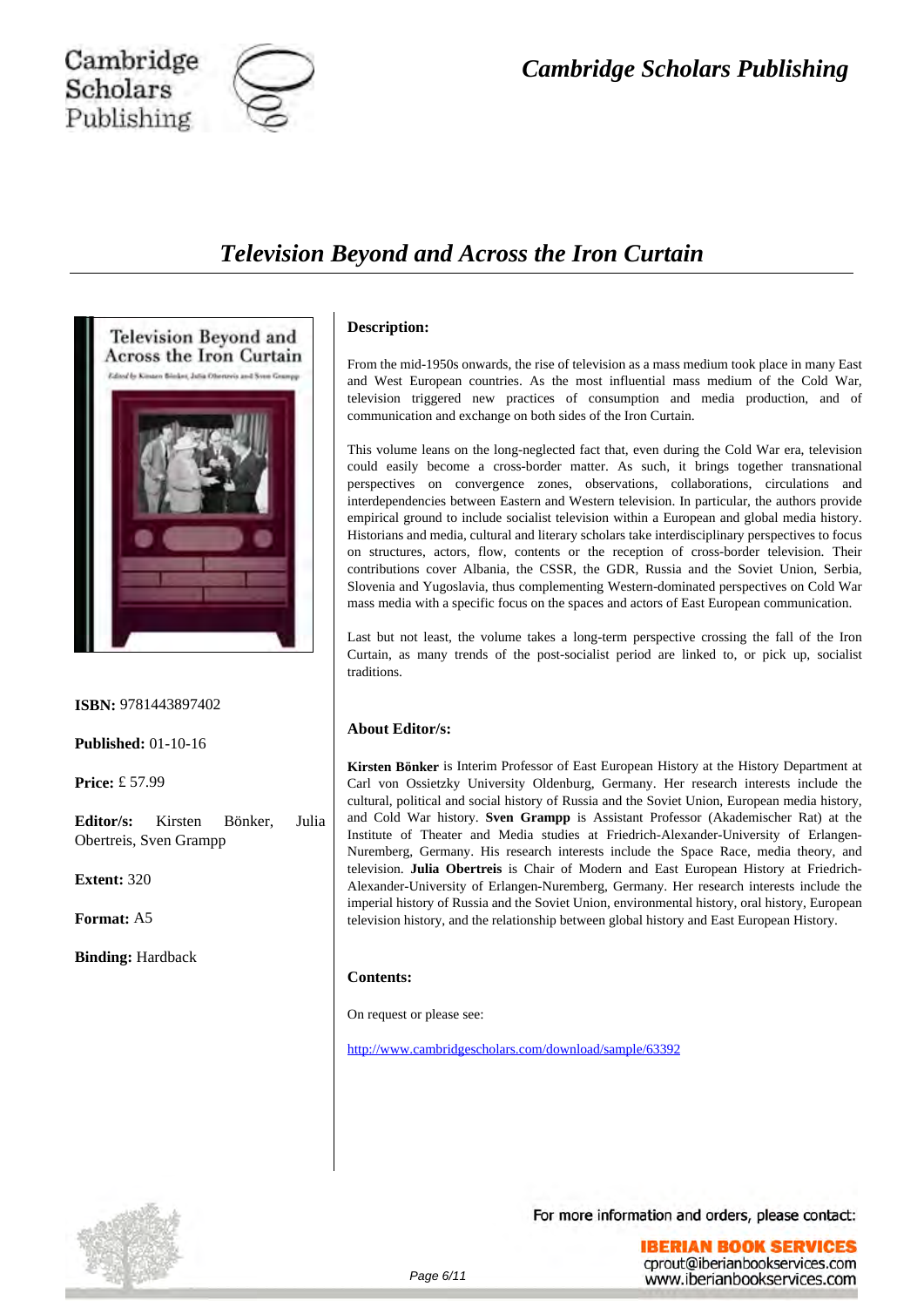# Television Beyond and Across the Iron Curtain

**ISBN:** 9781443897402

**Published:** 01-10-16

**Price:** £ 57.99

**Editor/s:** Kirsten Bönker, Julia Obertreis, Sven Grampp

**Extent:** 320

**Format:** A5

**Binding:** Hardback

**Description:**

From the mid-1950s onwards, the rise of television as a mass medium took place in many East and West European countries. As the most influential mass medium of the Cold War, television triggered new practices of consumption and media production, and of communication and exchange on both sides of the Iron Curtain.

This volume leans on the long-neglected fact that, even during the Cold War era, television could easily become a cross-border matter. As such, it brings together transnational perspectives on convergence zones, observations, collaborations, circulations and interdependencies between Eastern and Western television. In particular, the authors provide empirical ground to include socialist television within a European and global media history. Historians and media, cultural and literary scholars take interdisciplinary perspectives to focus on structures, actors, flow, contents or the reception of cross-border television. Their contributions cover Albania, the CSSR, the GDR, Russia and the Soviet Union, Serbia, Slovenia and Yugoslavia, thus complementing Western-dominated perspectives on Cold War mass media with a specific focus on the spaces and actors of East European communication.

Last but not least, the volume takes a long-term perspective crossing the fall of the Iron Curtain, as many trends of the post-socialist period are linked to, or pick up, socialist traditions.

**About Editor/s:**

**Kirsten Bönker** is Interim Professor of East European History at the History Department at Carl von Ossietzky University Oldenburg, Germany. Her research interests include the cultural, political and social history of Russia and the Soviet Union, European media history, and Cold War history. **Sven Grampp** is Assistant Professor (Akademischer Rat) at the Institute of Theater and Media studies at Friedrich-Alexander-University of Erlangen-Nuremberg, Germany. His research interests include the Space Race, media theory, and television. **Julia Obertreis** is Chair of Modern and East European History at Friedrich-Alexander-University of Erlangen-Nuremberg, Germany. Her research interests include the imperial history of Russia and the Soviet Union, environmental history, oral history, European television history, and the relationship between global history and East European History.

**Contents:**

On request or please see:

http://www.cambridgescholars.com/download/sample/63392

For more information and orders, please contact:

IBERIAN BOOK SERVICES
cprout@iberianbookservices.com
www.iberianbookservices.com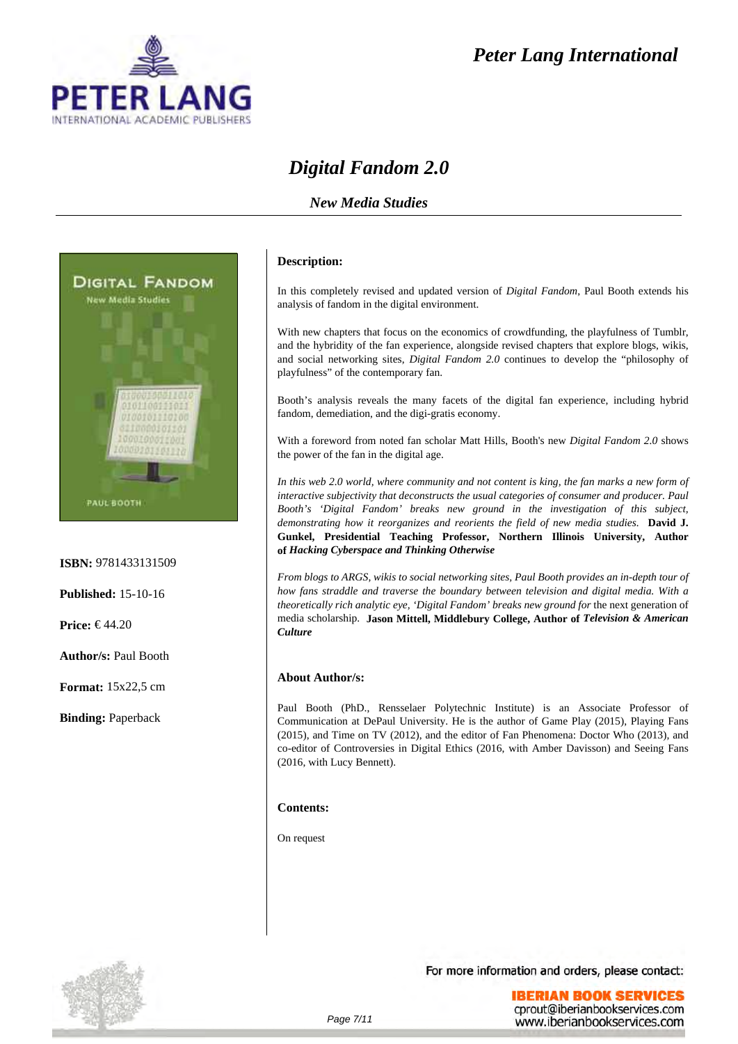# Digital Fandom 2.0

## *New Media Studies*

**ISBN:** 9781433131509

**Published:** 15-10-16

**Price:** € 44.20

**Author/s:** Paul Booth

**Format:** 15x22,5 cm

**Binding:** Paperback

### Description:

In this completely revised and updated version of *Digital Fandom*, Paul Booth extends his analysis of fandom in the digital environment.

With new chapters that focus on the economics of crowdfunding, the playfulness of Tumblr, and the hybridity of the fan experience, alongside revised chapters that explore blogs, wikis, and social networking sites, *Digital Fandom 2.0* continues to develop the "philosophy of playfulness" of the contemporary fan.

Booth's analysis reveals the many facets of the digital fan experience, including hybrid fandom, demediation, and the digi-gratis economy.

With a foreword from noted fan scholar Matt Hills, Booth's new *Digital Fandom 2.0* shows the power of the fan in the digital age.

*In this web 2.0 world, where community and not content is king, the fan marks a new form of interactive subjectivity that deconstructs the usual categories of consumer and producer. Paul Booth's 'Digital Fandom' breaks new ground in the investigation of this subject, demonstrating how it reorganizes and reorients the field of new media studies.* **David J. Gunkel, Presidential Teaching Professor, Northern Illinois University, Author of *Hacking Cyberspace and Thinking Otherwise***

*From blogs to ARGS, wikis to social networking sites, Paul Booth provides an in-depth tour of how fans straddle and traverse the boundary between television and digital media. With a theoretically rich analytic eye, 'Digital Fandom' breaks new ground for* the next generation of media scholarship. **Jason Mittell, Middlebury College, Author of *Television & American Culture***

### About Author/s:

Paul Booth (PhD., Rensselaer Polytechnic Institute) is an Associate Professor of Communication at DePaul University. He is the author of Game Play (2015), Playing Fans (2015), and Time on TV (2012), and the editor of Fan Phenomena: Doctor Who (2013), and co-editor of Controversies in Digital Ethics (2016, with Amber Davisson) and Seeing Fans (2016, with Lucy Bennett).

### Contents:

On request

For more information and orders, please contact:

IBERIAN BOOK SERVICES
cprout@iberianbookservices.com
www.iberianbookservices.com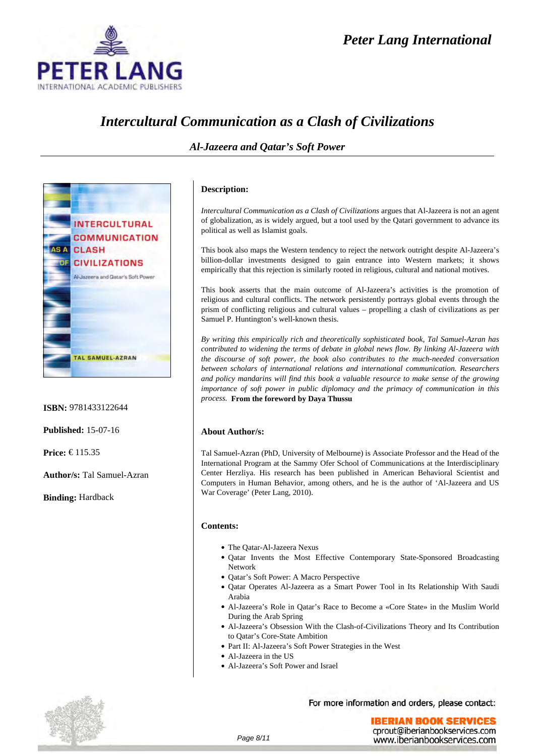# Intercultural Communication as a Clash of Civilizations

## Al-Jazeera and Qatar's Soft Power

**ISBN:** 9781433122644

**Published:** 15-07-16

**Price:** € 115.35

**Author/s:** Tal Samuel-Azran

**Binding:** Hardback

### Description:

*Intercultural Communication as a Clash of Civilizations* argues that Al-Jazeera is not an agent of globalization, as is widely argued, but a tool used by the Qatari government to advance its political as well as Islamist goals.

This book also maps the Western tendency to reject the network outright despite Al-Jazeera's billion-dollar investments designed to gain entrance into Western markets; it shows empirically that this rejection is similarly rooted in religious, cultural and national motives.

This book asserts that the main outcome of Al-Jazeera's activities is the promotion of religious and cultural conflicts. The network persistently portrays global events through the prism of conflicting religious and cultural values – propelling a clash of civilizations as per Samuel P. Huntington's well-known thesis.

*By writing this empirically rich and theoretically sophisticated book, Tal Samuel-Azran has contributed to widening the terms of debate in global news flow. By linking Al-Jazeera with the discourse of soft power, the book also contributes to the much-needed conversation between scholars of international relations and international communication. Researchers and policy mandarins will find this book a valuable resource to make sense of the growing importance of soft power in public diplomacy and the primacy of communication in this process.* **From the foreword by Daya Thussu**

### About Author/s:

Tal Samuel-Azran (PhD, University of Melbourne) is Associate Professor and the Head of the International Program at the Sammy Ofer School of Communications at the Interdisciplinary Center Herzliya. His research has been published in American Behavioral Scientist and Computers in Human Behavior, among others, and he is the author of 'Al-Jazeera and US War Coverage' (Peter Lang, 2010).

### Contents:

- The Qatar-Al-Jazeera Nexus
- Qatar Invents the Most Effective Contemporary State-Sponsored Broadcasting Network
- Qatar's Soft Power: A Macro Perspective
- Qatar Operates Al-Jazeera as a Smart Power Tool in Its Relationship With Saudi Arabia
- Al-Jazeera's Role in Qatar's Race to Become a «Core State» in the Muslim World During the Arab Spring
- Al-Jazeera's Obsession With the Clash-of-Civilizations Theory and Its Contribution to Qatar's Core-State Ambition
- Part II: Al-Jazeera's Soft Power Strategies in the West
- Al-Jazeera in the US
- Al-Jazeera's Soft Power and Israel

For more information and orders, please contact:

IBERIAN BOOK SERVICES
cprout@iberianbookservices.com
www.iberianbookservices.com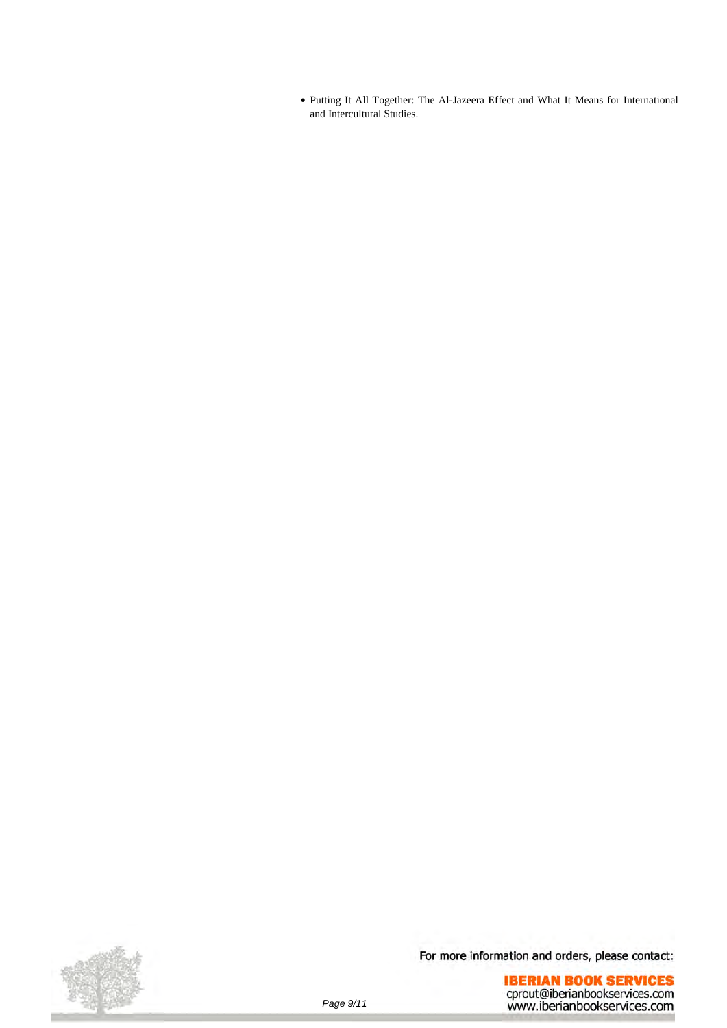- Putting It All Together: The Al-Jazeera Effect and What It Means for International and Intercultural Studies.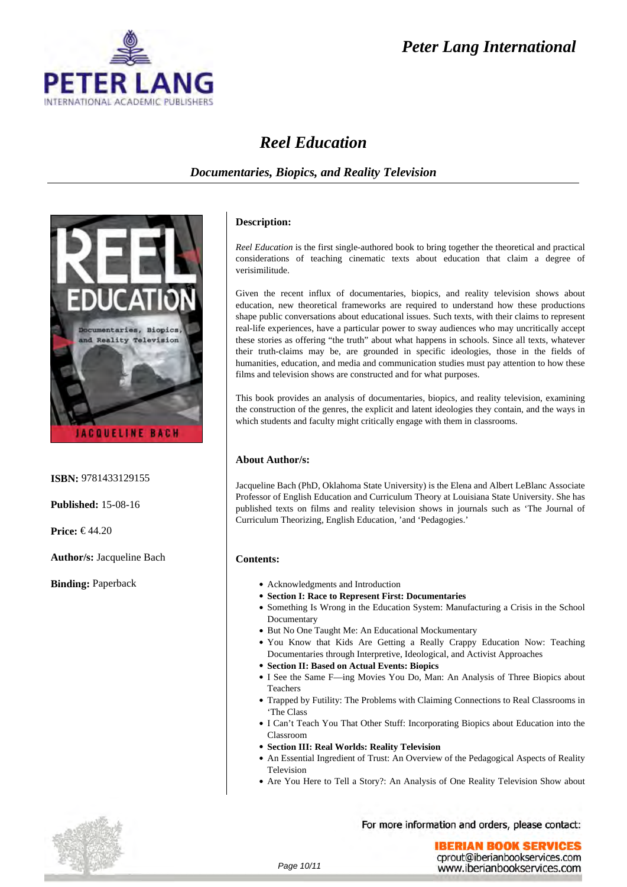# Reel Education

## Documentaries, Biopics, and Reality Television

**ISBN:** 9781433129155

**Published:** 15-08-16

**Price:** € 44.20

**Author/s:** Jacqueline Bach

**Binding:** Paperback

### Description:

*Reel Education* is the first single-authored book to bring together the theoretical and practical considerations of teaching cinematic texts about education that claim a degree of verisimilitude.

Given the recent influx of documentaries, biopics, and reality television shows about education, new theoretical frameworks are required to understand how these productions shape public conversations about educational issues. Such texts, with their claims to represent real-life experiences, have a particular power to sway audiences who may uncritically accept these stories as offering "the truth" about what happens in schools. Since all texts, whatever their truth-claims may be, are grounded in specific ideologies, those in the fields of humanities, education, and media and communication studies must pay attention to how these films and television shows are constructed and for what purposes.

This book provides an analysis of documentaries, biopics, and reality television, examining the construction of the genres, the explicit and latent ideologies they contain, and the ways in which students and faculty might critically engage with them in classrooms.

### About Author/s:

Jacqueline Bach (PhD, Oklahoma State University) is the Elena and Albert LeBlanc Associate Professor of English Education and Curriculum Theory at Louisiana State University. She has published texts on films and reality television shows in journals such as 'The Journal of Curriculum Theorizing, English Education, 'and 'Pedagogies.'

### Contents:

- Acknowledgments and Introduction
- **Section I: Race to Represent First: Documentaries**
- Something Is Wrong in the Education System: Manufacturing a Crisis in the School Documentary
- But No One Taught Me: An Educational Mockumentary
- You Know that Kids Are Getting a Really Crappy Education Now: Teaching Documentaries through Interpretive, Ideological, and Activist Approaches
- **Section II: Based on Actual Events: Biopics**
- I See the Same F—ing Movies You Do, Man: An Analysis of Three Biopics about Teachers
- Trapped by Futility: The Problems with Claiming Connections to Real Classrooms in 'The Class
- I Can't Teach You That Other Stuff: Incorporating Biopics about Education into the Classroom
- **Section III: Real Worlds: Reality Television**
- An Essential Ingredient of Trust: An Overview of the Pedagogical Aspects of Reality Television
- Are You Here to Tell a Story?: An Analysis of One Reality Television Show about

For more information and orders, please contact:

IBERIAN BOOK SERVICES
cprout@iberianbookservices.com
www.iberianbookservices.com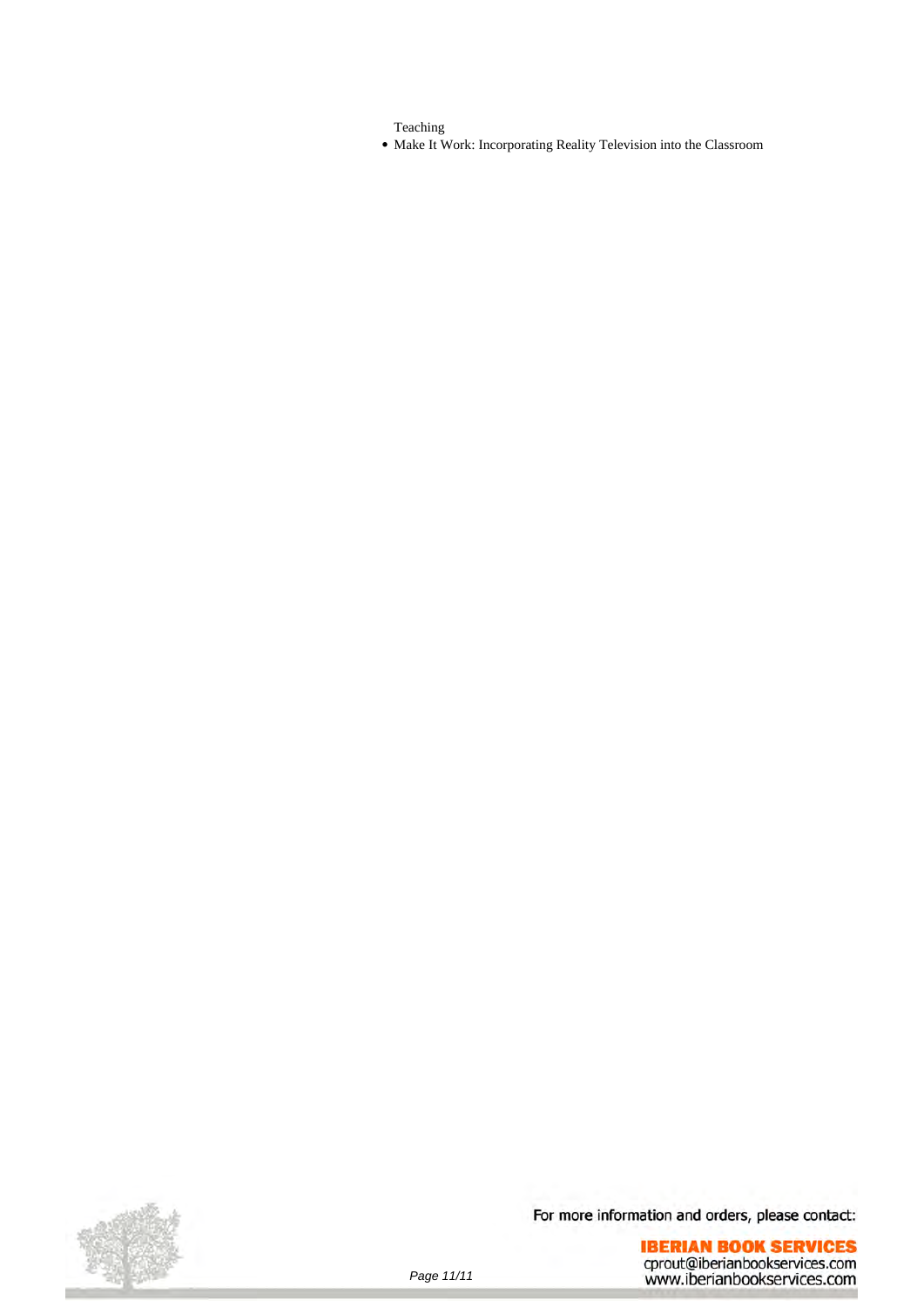Teaching

- Make It Work: Incorporating Reality Television into the Classroom

For more information and orders, please contact:

**IBERIAN BOOK SERVICES**
cprout@iberianbookservices.com
www.iberianbookservices.com